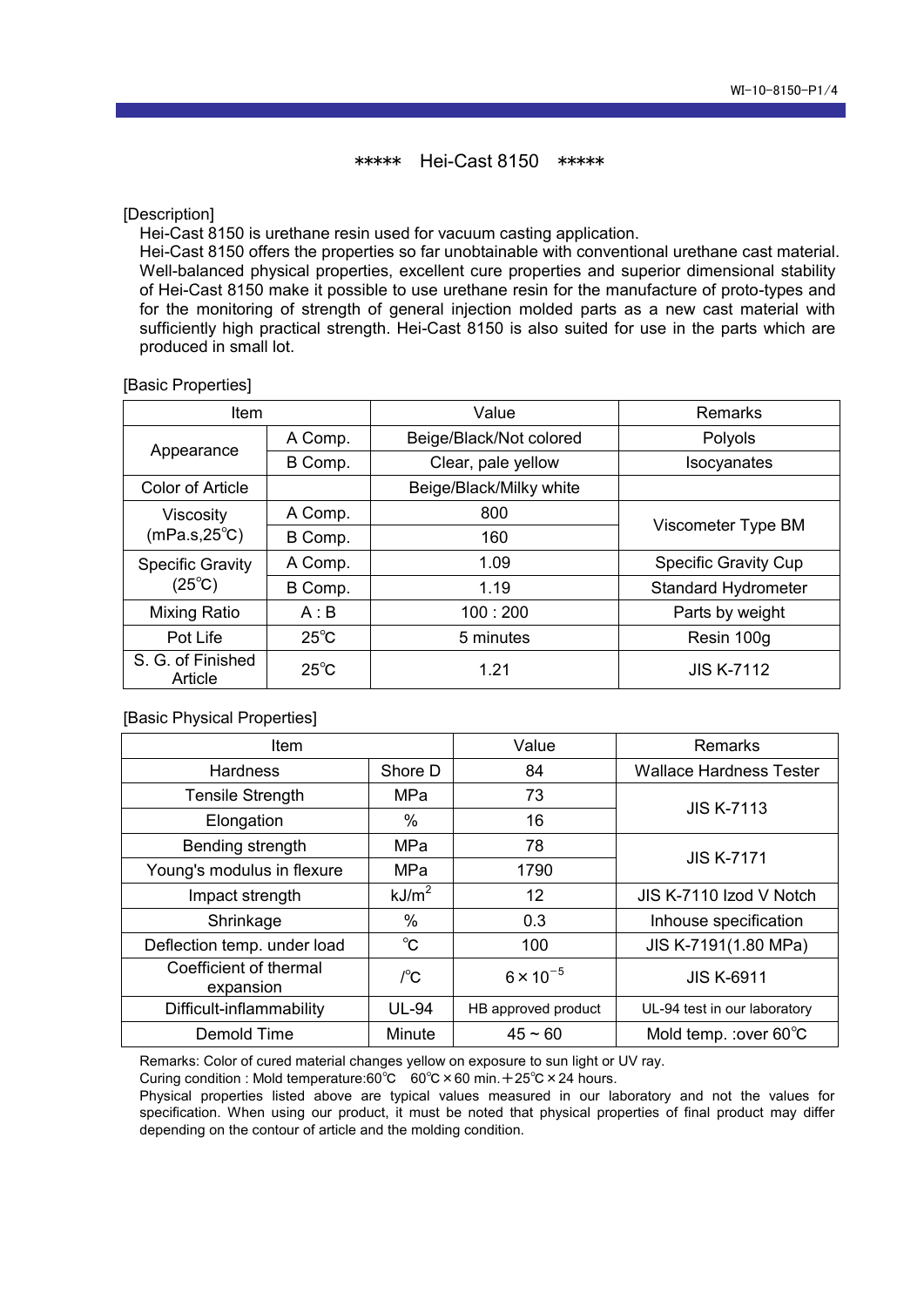# ***** Hei-Cast 8150 *****

[Description]

Hei-Cast 8150 is urethane resin used for vacuum casting application.
Hei-Cast 8150 offers the properties so far unobtainable with conventional urethane cast material. Well-balanced physical properties, excellent cure properties and superior dimensional stability of Hei-Cast 8150 make it possible to use urethane resin for the manufacture of proto-types and for the monitoring of strength of general injection molded parts as a new cast material with sufficiently high practical strength. Hei-Cast 8150 is also suited for use in the parts which are produced in small lot.

[Basic Properties]

| Item | | Value | Remarks |
|---|---|---|---|
| Appearance | A Comp. | Beige/Black/Not colored | Polyols |
| | B Comp. | Clear, pale yellow | Isocyanates |
| Color of Article | | Beige/Black/Milky white | |
| Viscosity (mPa.s,25℃) | A Comp. | 800 | Viscometer Type BM |
| | B Comp. | 160 | |
| Specific Gravity (25℃) | A Comp. | 1.09 | Specific Gravity Cup |
| | B Comp. | 1.19 | Standard Hydrometer |
| Mixing Ratio | A : B | 100 : 200 | Parts by weight |
| Pot Life | 25℃ | 5 minutes | Resin 100g |
| S. G. of Finished Article | 25℃ | 1.21 | JIS K-7112 |

[Basic Physical Properties]

| Item | | Value | Remarks |
|---|---|---|---|
| Hardness | Shore D | 84 | Wallace Hardness Tester |
| Tensile Strength | MPa | 73 | JIS K-7113 |
| Elongation | % | 16 | |
| Bending strength | MPa | 78 | JIS K-7171 |
| Young's modulus in flexure | MPa | 1790 | |
| Impact strength | $kJ/m^2$ | 12 | JIS K-7110 Izod V Notch |
| Shrinkage | % | 0.3 | Inhouse specification |
| Deflection temp. under load | ℃ | 100 | JIS K-7191(1.80 MPa) |
| Coefficient of thermal expansion | /℃ | $6 \times 10^{-5}$ | JIS K-6911 |
| Difficult-inflammability | UL-94 | HB approved product | UL-94 test in our laboratory |
| Demold Time | Minute | 45 ~ 60 | Mold temp. :over 60℃ |

Remarks: Color of cured material changes yellow on exposure to sun light or UV ray.
Curing condition : Mold temperature:60℃ 60℃×60 min.＋25℃×24 hours.
Physical properties listed above are typical values measured in our laboratory and not the values for specification. When using our product, it must be noted that physical properties of final product may differ depending on the contour of article and the molding condition.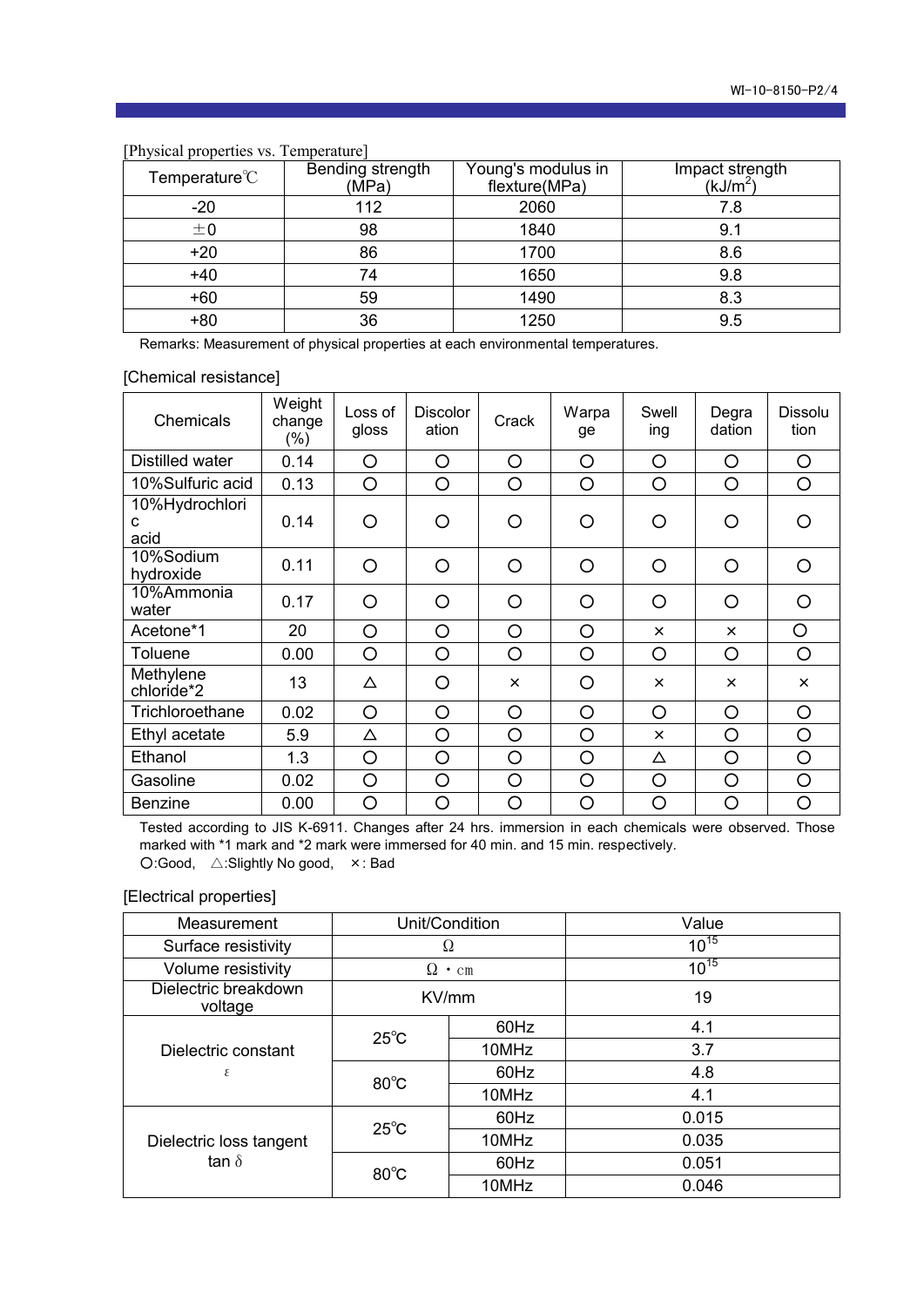[Physical properties vs. Temperature]

| Temperature℃ | Bending strength (MPa) | Young's modulus in flexture(MPa) | Impact strength (kJ/m$^2$) |
|---|---|---|---|
| -20 | 112 | 2060 | 7.8 |
| ±0 | 98 | 1840 | 9.1 |
| +20 | 86 | 1700 | 8.6 |
| +40 | 74 | 1650 | 9.8 |
| +60 | 59 | 1490 | 8.3 |
| +80 | 36 | 1250 | 9.5 |

Remarks: Measurement of physical properties at each environmental temperatures.

[Chemical resistance]

| Chemicals | Weight change (%) | Loss of gloss | Discoloration | Crack | Warpage | Swelling | Degradation | Dissolution |
|---|---|---|---|---|---|---|---|---|
| Distilled water | 0.14 | ○ | ○ | ○ | ○ | ○ | ○ | ○ |
| 10%Sulfuric acid | 0.13 | ○ | ○ | ○ | ○ | ○ | ○ | ○ |
| 10%Hydrochloric acid | 0.14 | ○ | ○ | ○ | ○ | ○ | ○ | ○ |
| 10%Sodium hydroxide | 0.11 | ○ | ○ | ○ | ○ | ○ | ○ | ○ |
| 10%Ammonia water | 0.17 | ○ | ○ | ○ | ○ | ○ | ○ | ○ |
| Acetone*1 | 20 | ○ | ○ | ○ | ○ | × | × | ○ |
| Toluene | 0.00 | ○ | ○ | ○ | ○ | ○ | ○ | ○ |
| Methylene chloride*2 | 13 | △ | ○ | × | ○ | × | × | × |
| Trichloroethane | 0.02 | ○ | ○ | ○ | ○ | ○ | ○ | ○ |
| Ethyl acetate | 5.9 | △ | ○ | ○ | ○ | × | ○ | ○ |
| Ethanol | 1.3 | ○ | ○ | ○ | ○ | △ | ○ | ○ |
| Gasoline | 0.02 | ○ | ○ | ○ | ○ | ○ | ○ | ○ |
| Benzine | 0.00 | ○ | ○ | ○ | ○ | ○ | ○ | ○ |

Tested according to JIS K-6911. Changes after 24 hrs. immersion in each chemicals were observed. Those marked with *1 mark and *2 mark were immersed for 40 min. and 15 min. respectively.
○:Good, △:Slightly No good, ×: Bad

[Electrical properties]

| Measurement | Unit/Condition | | Value |
|---|---|---|---|
| Surface resistivity | Ω | | $10^{15}$ |
| Volume resistivity | Ω・cm | | $10^{15}$ |
| Dielectric breakdown voltage | KV/mm | | 19 |
| Dielectric constant ε | 25℃ | 60Hz | 4.1 |
| | | 10MHz | 3.7 |
| | 80℃ | 60Hz | 4.8 |
| | | 10MHz | 4.1 |
| Dielectric loss tangent tan δ | 25℃ | 60Hz | 0.015 |
| | | 10MHz | 0.035 |
| | 80℃ | 60Hz | 0.051 |
| | | 10MHz | 0.046 |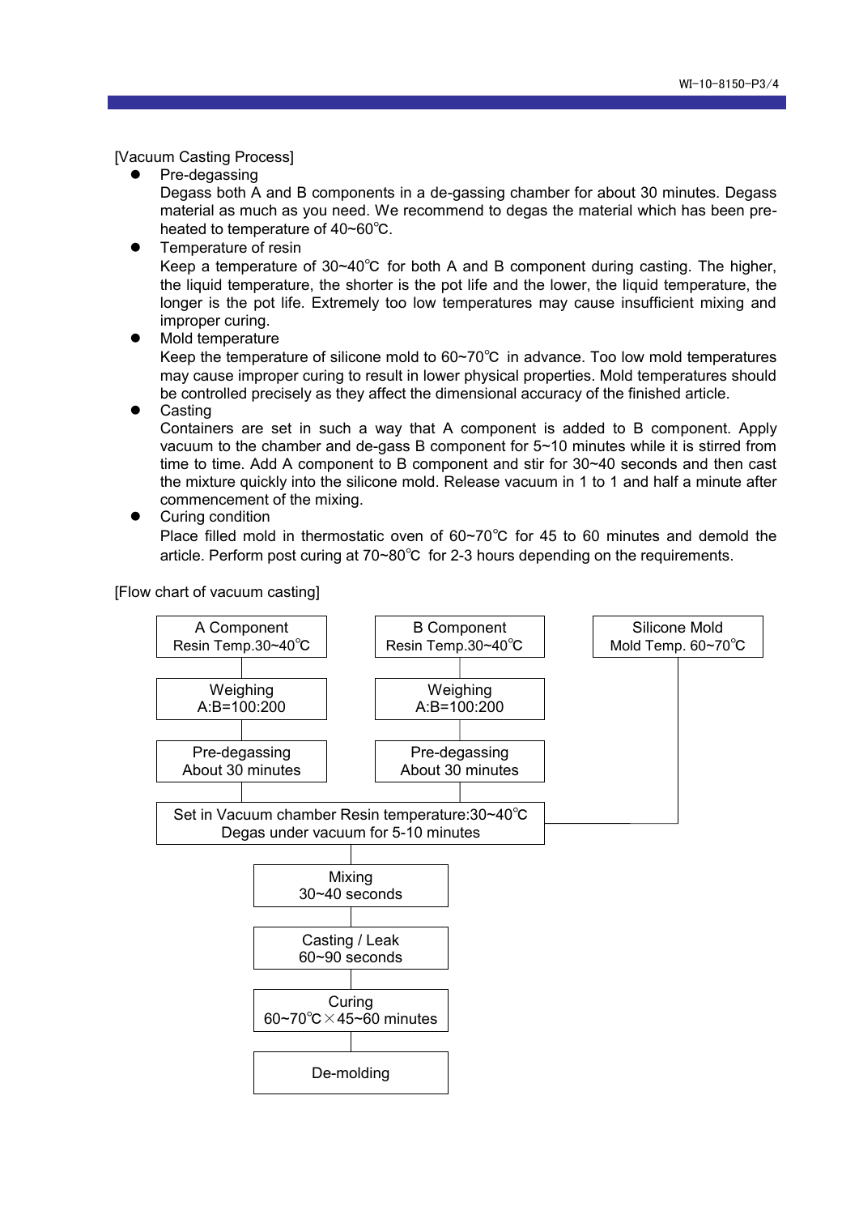[Vacuum Casting Process]

- Pre-degassing
  Degass both A and B components in a de-gassing chamber for about 30 minutes. Degass material as much as you need. We recommend to degas the material which has been pre-heated to temperature of 40~60℃.
- Temperature of resin
  Keep a temperature of 30~40℃ for both A and B component during casting. The higher, the liquid temperature, the shorter is the pot life and the lower, the liquid temperature, the longer is the pot life. Extremely too low temperatures may cause insufficient mixing and improper curing.
- Mold temperature
  Keep the temperature of silicone mold to 60~70℃ in advance. Too low mold temperatures may cause improper curing to result in lower physical properties. Mold temperatures should be controlled precisely as they affect the dimensional accuracy of the finished article.
- Casting
  Containers are set in such a way that A component is added to B component. Apply vacuum to the chamber and de-gass B component for 5~10 minutes while it is stirred from time to time. Add A component to B component and stir for 30~40 seconds and then cast the mixture quickly into the silicone mold. Release vacuum in 1 to 1 and half a minute after commencement of the mixing.
- Curing condition
  Place filled mold in thermostatic oven of 60~70℃ for 45 to 60 minutes and demold the article. Perform post curing at 70~80℃ for 2-3 hours depending on the requirements.

[Flow chart of vacuum casting]

| A Component | B Component | Silicone Mold |
|---|---|---|
| Resin Temp.30~40℃ | Resin Temp.30~40℃ | Mold Temp. 60~70℃ |
| Weighing A:B=100:200 | Weighing A:B=100:200 | |
| Pre-degassing About 30 minutes | Pre-degassing About 30 minutes | |

↓

Set in Vacuum chamber Resin temperature:30~40℃
Degas under vacuum for 5-10 minutes

↓

Mixing
30~40 seconds

↓

Casting / Leak
60~90 seconds

↓

Curing
60~70℃×45~60 minutes

↓

De-molding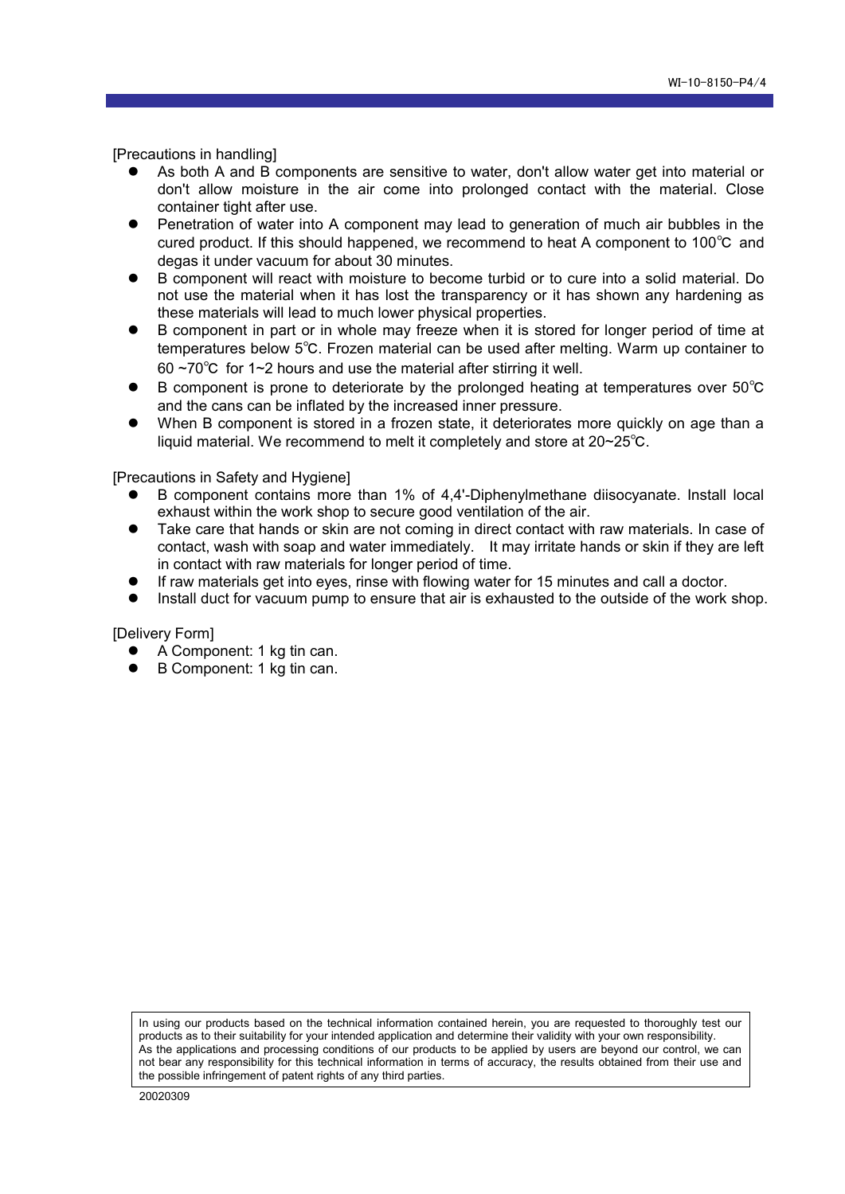[Precautions in handling]

- As both A and B components are sensitive to water, don't allow water get into material or don't allow moisture in the air come into prolonged contact with the material. Close container tight after use.
- Penetration of water into A component may lead to generation of much air bubbles in the cured product. If this should happened, we recommend to heat A component to 100℃ and degas it under vacuum for about 30 minutes.
- B component will react with moisture to become turbid or to cure into a solid material. Do not use the material when it has lost the transparency or it has shown any hardening as these materials will lead to much lower physical properties.
- B component in part or in whole may freeze when it is stored for longer period of time at temperatures below 5℃. Frozen material can be used after melting. Warm up container to 60 ~70℃ for 1~2 hours and use the material after stirring it well.
- B component is prone to deteriorate by the prolonged heating at temperatures over 50℃ and the cans can be inflated by the increased inner pressure.
- When B component is stored in a frozen state, it deteriorates more quickly on age than a liquid material. We recommend to melt it completely and store at 20~25℃.

[Precautions in Safety and Hygiene]

- B component contains more than 1% of 4,4'-Diphenylmethane diisocyanate. Install local exhaust within the work shop to secure good ventilation of the air.
- Take care that hands or skin are not coming in direct contact with raw materials. In case of contact, wash with soap and water immediately. It may irritate hands or skin if they are left in contact with raw materials for longer period of time.
- If raw materials get into eyes, rinse with flowing water for 15 minutes and call a doctor.
- Install duct for vacuum pump to ensure that air is exhausted to the outside of the work shop.

[Delivery Form]

- A Component: 1 kg tin can.
- B Component: 1 kg tin can.

In using our products based on the technical information contained herein, you are requested to thoroughly test our products as to their suitability for your intended application and determine their validity with your own responsibility. As the applications and processing conditions of our products to be applied by users are beyond our control, we can not bear any responsibility for this technical information in terms of accuracy, the results obtained from their use and the possible infringement of patent rights of any third parties.

20020309